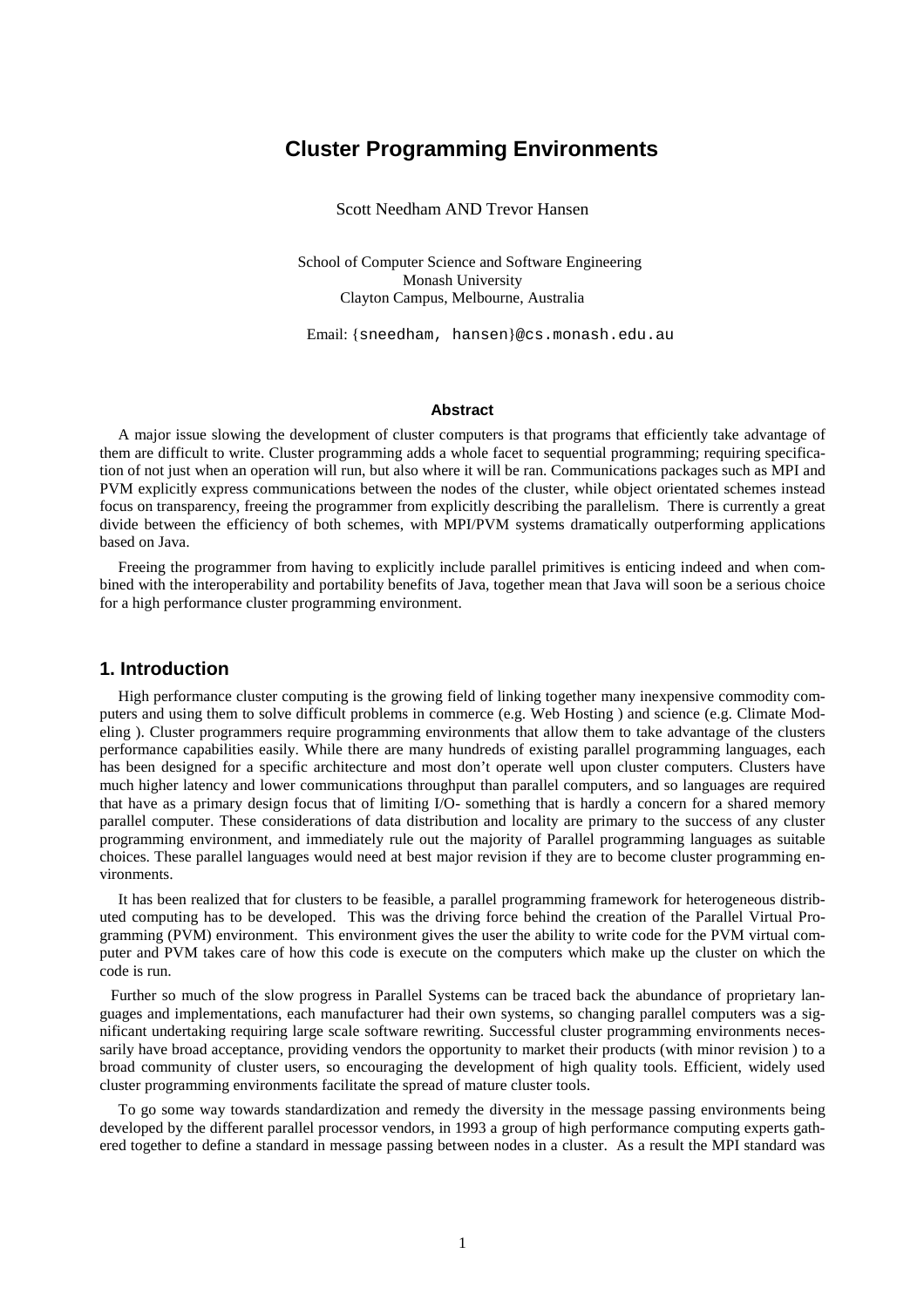# Cluster Programming Environments

Scott Needham AND Trevor Hansen

School of Computer Science and Software Engineering
Monash University
Clayton Campus, Melbourne, Australia

Email: {sneedham, hansen}@cs.monash.edu.au

### Abstract

A major issue slowing the development of cluster computers is that programs that efficiently take advantage of them are difficult to write. Cluster programming adds a whole facet to sequential programming; requiring specification of not just when an operation will run, but also where it will be ran. Communications packages such as MPI and PVM explicitly express communications between the nodes of the cluster, while object orientated schemes instead focus on transparency, freeing the programmer from explicitly describing the parallelism. There is currently a great divide between the efficiency of both schemes, with MPI/PVM systems dramatically outperforming applications based on Java.

Freeing the programmer from having to explicitly include parallel primitives is enticing indeed and when combined with the interoperability and portability benefits of Java, together mean that Java will soon be a serious choice for a high performance cluster programming environment.

## 1. Introduction

High performance cluster computing is the growing field of linking together many inexpensive commodity computers and using them to solve difficult problems in commerce (e.g. Web Hosting ) and science (e.g. Climate Modeling ). Cluster programmers require programming environments that allow them to take advantage of the clusters performance capabilities easily. While there are many hundreds of existing parallel programming languages, each has been designed for a specific architecture and most don't operate well upon cluster computers. Clusters have much higher latency and lower communications throughput than parallel computers, and so languages are required that have as a primary design focus that of limiting I/O- something that is hardly a concern for a shared memory parallel computer. These considerations of data distribution and locality are primary to the success of any cluster programming environment, and immediately rule out the majority of Parallel programming languages as suitable choices. These parallel languages would need at best major revision if they are to become cluster programming environments.

It has been realized that for clusters to be feasible, a parallel programming framework for heterogeneous distributed computing has to be developed. This was the driving force behind the creation of the Parallel Virtual Programming (PVM) environment. This environment gives the user the ability to write code for the PVM virtual computer and PVM takes care of how this code is execute on the computers which make up the cluster on which the code is run.

Further so much of the slow progress in Parallel Systems can be traced back the abundance of proprietary languages and implementations, each manufacturer had their own systems, so changing parallel computers was a significant undertaking requiring large scale software rewriting. Successful cluster programming environments necessarily have broad acceptance, providing vendors the opportunity to market their products (with minor revision ) to a broad community of cluster users, so encouraging the development of high quality tools. Efficient, widely used cluster programming environments facilitate the spread of mature cluster tools.

To go some way towards standardization and remedy the diversity in the message passing environments being developed by the different parallel processor vendors, in 1993 a group of high performance computing experts gathered together to define a standard in message passing between nodes in a cluster. As a result the MPI standard was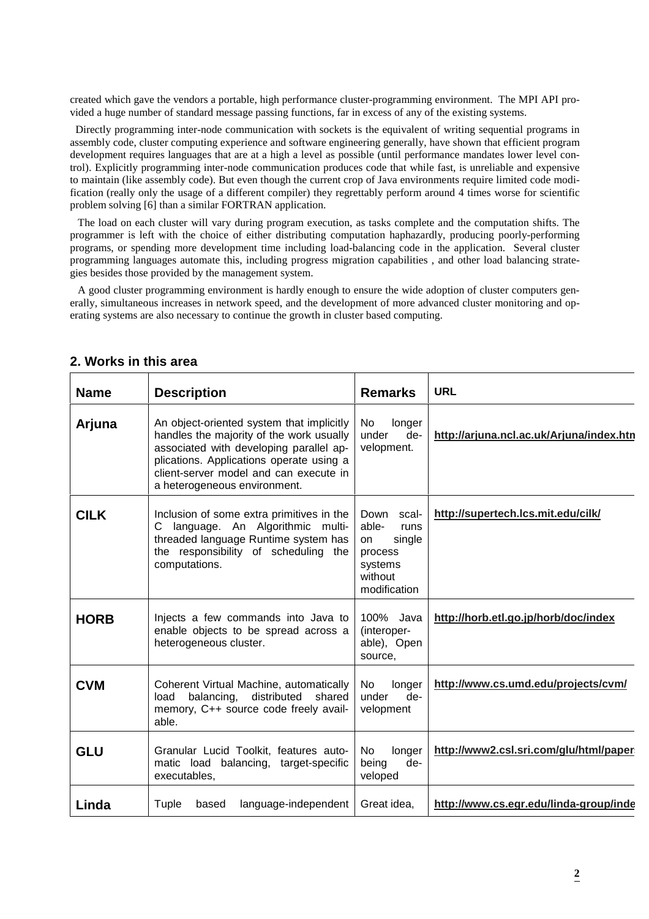created which gave the vendors a portable, high performance cluster-programming environment. The MPI API provided a huge number of standard message passing functions, far in excess of any of the existing systems.

Directly programming inter-node communication with sockets is the equivalent of writing sequential programs in assembly code, cluster computing experience and software engineering generally, have shown that efficient program development requires languages that are at a high a level as possible (until performance mandates lower level control). Explicitly programming inter-node communication produces code that while fast, is unreliable and expensive to maintain (like assembly code). But even though the current crop of Java environments require limited code modification (really only the usage of a different compiler) they regrettably perform around 4 times worse for scientific problem solving [6] than a similar FORTRAN application.

The load on each cluster will vary during program execution, as tasks complete and the computation shifts. The programmer is left with the choice of either distributing computation haphazardly, producing poorly-performing programs, or spending more development time including load-balancing code in the application. Several cluster programming languages automate this, including progress migration capabilities , and other load balancing strategies besides those provided by the management system.

A good cluster programming environment is hardly enough to ensure the wide adoption of cluster computers generally, simultaneous increases in network speed, and the development of more advanced cluster monitoring and operating systems are also necessary to continue the growth in cluster based computing.

## 2. Works in this area

| Name | Description | Remarks | URL |
|---|---|---|---|
| **Arjuna** | An object-oriented system that implicitly handles the majority of the work usually associated with developing parallel applications. Applications operate using a client-server model and can execute in a heterogeneous environment. | No longer under development. | **http://arjuna.ncl.ac.uk/Arjuna/index.htm** |
| **CILK** | Inclusion of some extra primitives in the C language. An Algorithmic multi-threaded language Runtime system has the responsibility of scheduling the computations. | Down scalable- runs on single process systems without modification | **http://supertech.lcs.mit.edu/cilk/** |
| **HORB** | Injects a few commands into Java to enable objects to be spread across a heterogeneous cluster. | 100% Java (interoperable), Open source, | **http://horb.etl.go.jp/horb/doc/index** |
| **CVM** | Coherent Virtual Machine, automatically load balancing, distributed shared memory, C++ source code freely available. | No longer under development | **http://www.cs.umd.edu/projects/cvm/** |
| **GLU** | Granular Lucid Toolkit, features automatic load balancing, target-specific executables, | No longer being developed | **http://www2.csl.sri.com/glu/html/paper** |
| **Linda** | Tuple based language-independent | Great idea, | **http://www.cs.egr.edu/linda-group/inde** |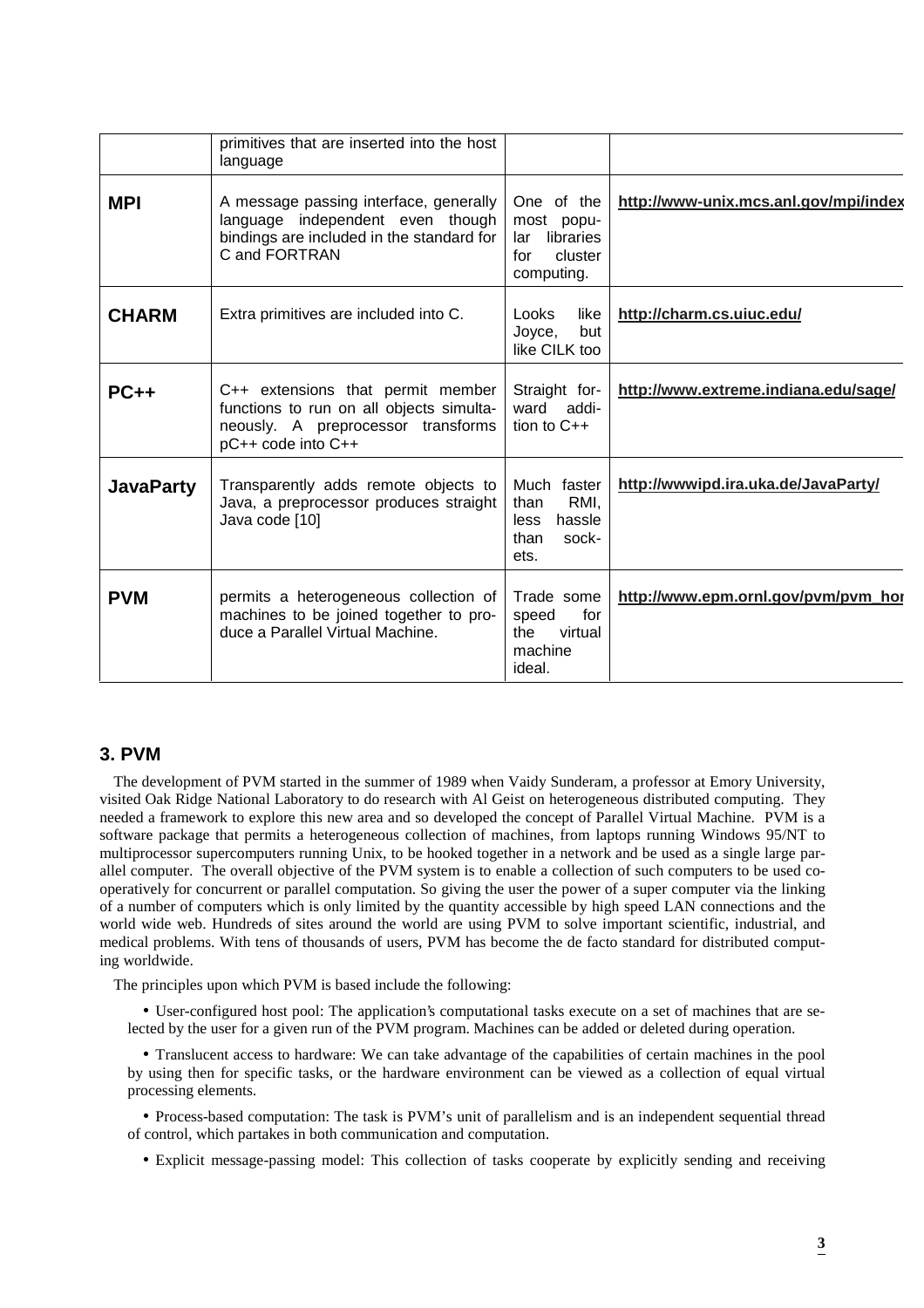| | | | |
|---|---|---|---|
| | primitives that are inserted into the host language | | |
| **MPI** | A message passing interface, generally language independent even though bindings are included in the standard for C and FORTRAN | One of the most popular libraries for cluster computing. | **http://www-unix.mcs.anl.gov/mpi/index** |
| **CHARM** | Extra primitives are included into C. | Looks like Joyce, but like CILK too | **http://charm.cs.uiuc.edu/** |
| **PC++** | C++ extensions that permit member functions to run on all objects simultaneously. A preprocessor transforms pC++ code into C++ | Straight forward addition to C++ | **http://www.extreme.indiana.edu/sage/** |
| **JavaParty** | Transparently adds remote objects to Java, a preprocessor produces straight Java code [10] | Much faster than RMI, less hassle than sockets. | **http://wwwipd.ira.uka.de/JavaParty/** |
| **PVM** | permits a heterogeneous collection of machines to be joined together to produce a Parallel Virtual Machine. | Trade some speed for the virtual machine ideal. | **http://www.epm.ornl.gov/pvm/pvm_hor** |

## 3. PVM

The development of PVM started in the summer of 1989 when Vaidy Sunderam, a professor at Emory University, visited Oak Ridge National Laboratory to do research with Al Geist on heterogeneous distributed computing. They needed a framework to explore this new area and so developed the concept of Parallel Virtual Machine. PVM is a software package that permits a heterogeneous collection of machines, from laptops running Windows 95/NT to multiprocessor supercomputers running Unix, to be hooked together in a network and be used as a single large parallel computer. The overall objective of the PVM system is to enable a collection of such computers to be used cooperatively for concurrent or parallel computation. So giving the user the power of a super computer via the linking of a number of computers which is only limited by the quantity accessible by high speed LAN connections and the world wide web. Hundreds of sites around the world are using PVM to solve important scientific, industrial, and medical problems. With tens of thousands of users, PVM has become the de facto standard for distributed computing worldwide.

The principles upon which PVM is based include the following:

- User-configured host pool: The application's computational tasks execute on a set of machines that are selected by the user for a given run of the PVM program. Machines can be added or deleted during operation.
- Translucent access to hardware: We can take advantage of the capabilities of certain machines in the pool by using then for specific tasks, or the hardware environment can be viewed as a collection of equal virtual processing elements.
- Process-based computation: The task is PVM's unit of parallelism and is an independent sequential thread of control, which partakes in both communication and computation.
- Explicit message-passing model: This collection of tasks cooperate by explicitly sending and receiving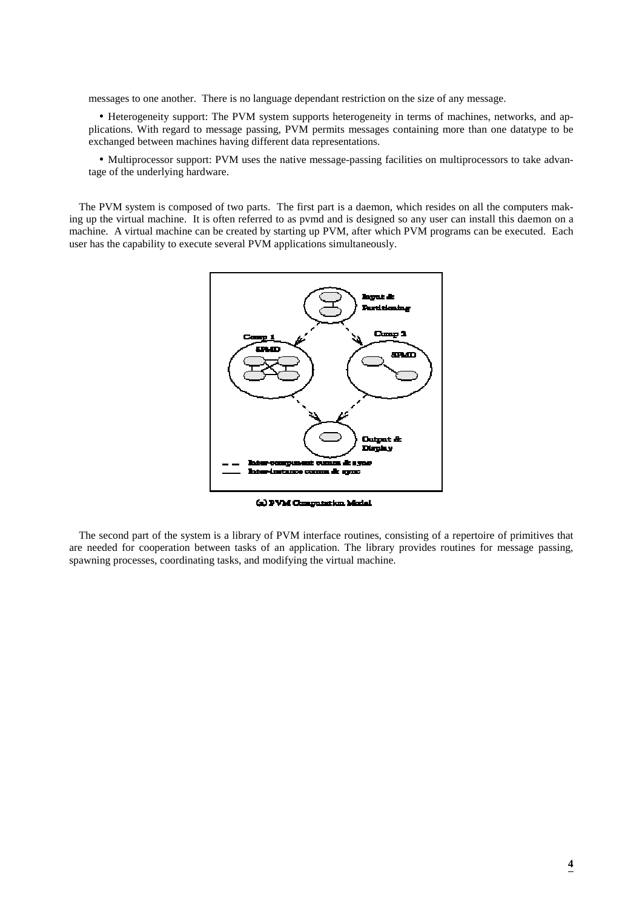messages to one another. There is no language dependant restriction on the size of any message.

- Heterogeneity support: The PVM system supports heterogeneity in terms of machines, networks, and applications. With regard to message passing, PVM permits messages containing more than one datatype to be exchanged between machines having different data representations.

- Multiprocessor support: PVM uses the native message-passing facilities on multiprocessors to take advantage of the underlying hardware.

The PVM system is composed of two parts. The first part is a daemon, which resides on all the computers making up the virtual machine. It is often referred to as pvmd and is designed so any user can install this daemon on a machine. A virtual machine can be created by starting up PVM, after which PVM programs can be executed. Each user has the capability to execute several PVM applications simultaneously.

(a) PVM Computation Model

The second part of the system is a library of PVM interface routines, consisting of a repertoire of primitives that are needed for cooperation between tasks of an application. The library provides routines for message passing, spawning processes, coordinating tasks, and modifying the virtual machine.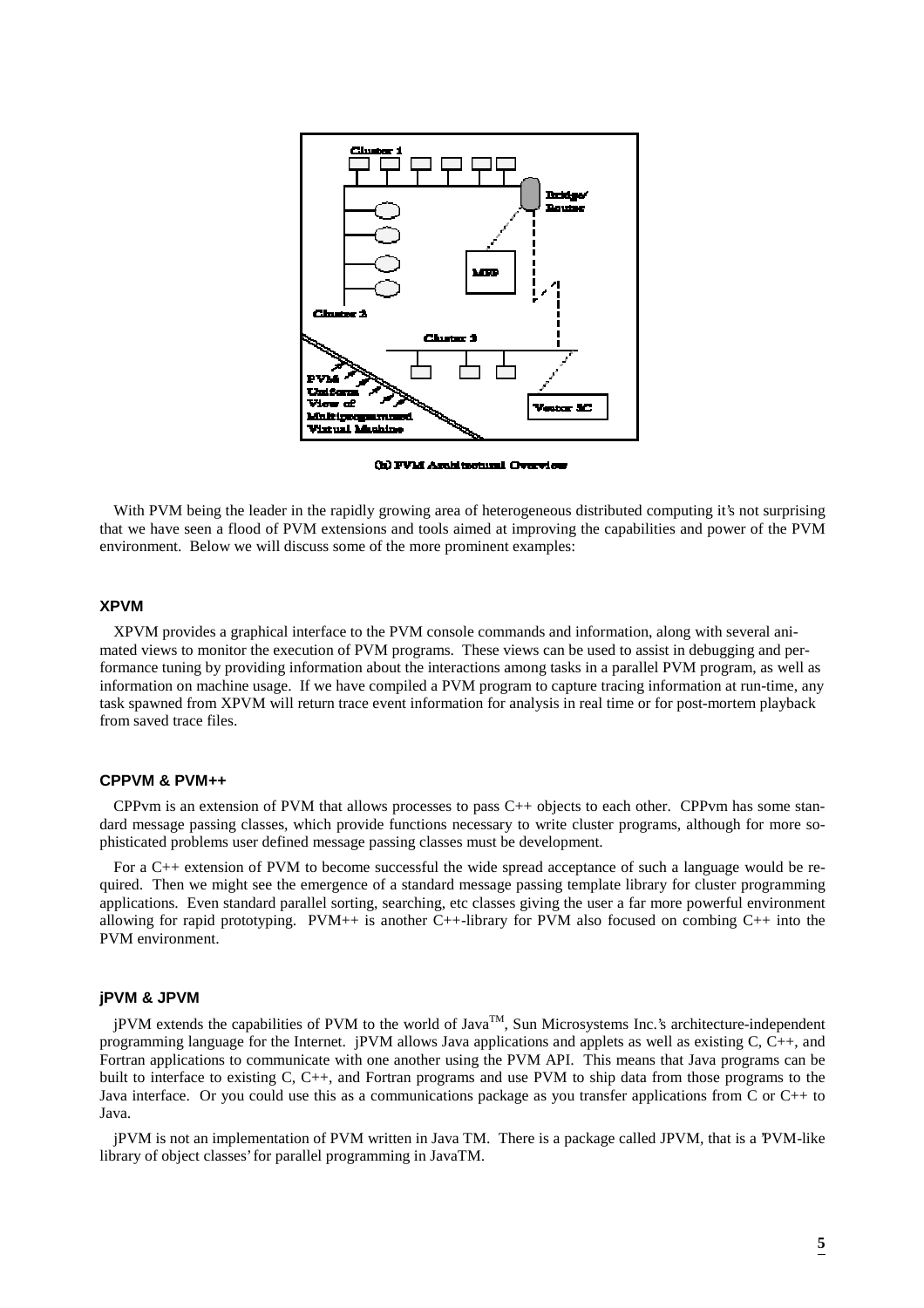(b) PVM Architectural Overview

With PVM being the leader in the rapidly growing area of heterogeneous distributed computing it's not surprising that we have seen a flood of PVM extensions and tools aimed at improving the capabilities and power of the PVM environment. Below we will discuss some of the more prominent examples:

### XPVM

XPVM provides a graphical interface to the PVM console commands and information, along with several animated views to monitor the execution of PVM programs. These views can be used to assist in debugging and performance tuning by providing information about the interactions among tasks in a parallel PVM program, as well as information on machine usage. If we have compiled a PVM program to capture tracing information at run-time, any task spawned from XPVM will return trace event information for analysis in real time or for post-mortem playback from saved trace files.

### CPPVM & PVM++

CPPvm is an extension of PVM that allows processes to pass C++ objects to each other. CPPvm has some standard message passing classes, which provide functions necessary to write cluster programs, although for more sophisticated problems user defined message passing classes must be development.

For a C++ extension of PVM to become successful the wide spread acceptance of such a language would be required. Then we might see the emergence of a standard message passing template library for cluster programming applications. Even standard parallel sorting, searching, etc classes giving the user a far more powerful environment allowing for rapid prototyping. PVM++ is another C++-library for PVM also focused on combing C++ into the PVM environment.

### jPVM & JPVM

jPVM extends the capabilities of PVM to the world of Java™, Sun Microsystems Inc.'s architecture-independent programming language for the Internet. jPVM allows Java applications and applets as well as existing C, C++, and Fortran applications to communicate with one another using the PVM API. This means that Java programs can be built to interface to existing C, C++, and Fortran programs and use PVM to ship data from those programs to the Java interface. Or you could use this as a communications package as you transfer applications from C or C++ to Java.

jPVM is not an implementation of PVM written in Java TM. There is a package called JPVM, that is a 'PVM-like library of object classes' for parallel programming in JavaTM.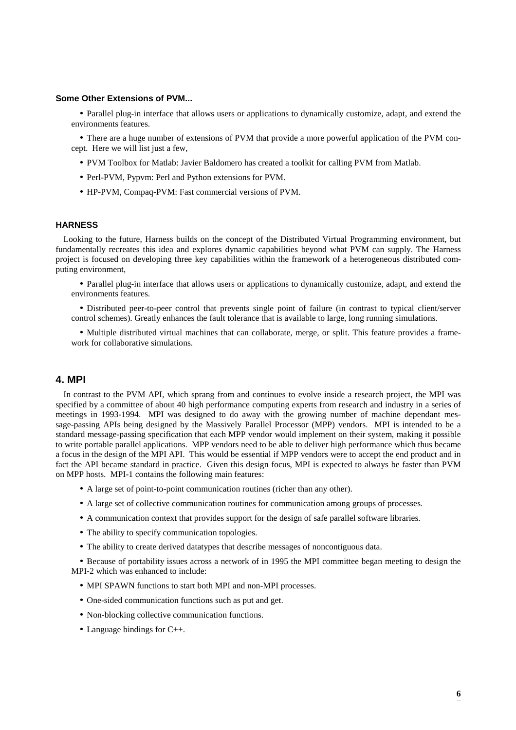**Some Other Extensions of PVM...**

- Parallel plug-in interface that allows users or applications to dynamically customize, adapt, and extend the environments features.
- There are a huge number of extensions of PVM that provide a more powerful application of the PVM concept. Here we will list just a few,
- PVM Toolbox for Matlab: Javier Baldomero has created a toolkit for calling PVM from Matlab.
- Perl-PVM, Pypvm: Perl and Python extensions for PVM.
- HP-PVM, Compaq-PVM: Fast commercial versions of PVM.

**HARNESS**

Looking to the future, Harness builds on the concept of the Distributed Virtual Programming environment, but fundamentally recreates this idea and explores dynamic capabilities beyond what PVM can supply. The Harness project is focused on developing three key capabilities within the framework of a heterogeneous distributed computing environment,

- Parallel plug-in interface that allows users or applications to dynamically customize, adapt, and extend the environments features.
- Distributed peer-to-peer control that prevents single point of failure (in contrast to typical client/server control schemes). Greatly enhances the fault tolerance that is available to large, long running simulations.
- Multiple distributed virtual machines that can collaborate, merge, or split. This feature provides a framework for collaborative simulations.

## 4. MPI

In contrast to the PVM API, which sprang from and continues to evolve inside a research project, the MPI was specified by a committee of about 40 high performance computing experts from research and industry in a series of meetings in 1993-1994. MPI was designed to do away with the growing number of machine dependant message-passing APIs being designed by the Massively Parallel Processor (MPP) vendors. MPI is intended to be a standard message-passing specification that each MPP vendor would implement on their system, making it possible to write portable parallel applications. MPP vendors need to be able to deliver high performance which thus became a focus in the design of the MPI API. This would be essential if MPP vendors were to accept the end product and in fact the API became standard in practice. Given this design focus, MPI is expected to always be faster than PVM on MPP hosts. MPI-1 contains the following main features:

- A large set of point-to-point communication routines (richer than any other).
- A large set of collective communication routines for communication among groups of processes.
- A communication context that provides support for the design of safe parallel software libraries.
- The ability to specify communication topologies.
- The ability to create derived datatypes that describe messages of noncontiguous data.
- Because of portability issues across a network of in 1995 the MPI committee began meeting to design the MPI-2 which was enhanced to include:
- MPI SPAWN functions to start both MPI and non-MPI processes.
- One-sided communication functions such as put and get.
- Non-blocking collective communication functions.
- Language bindings for C++.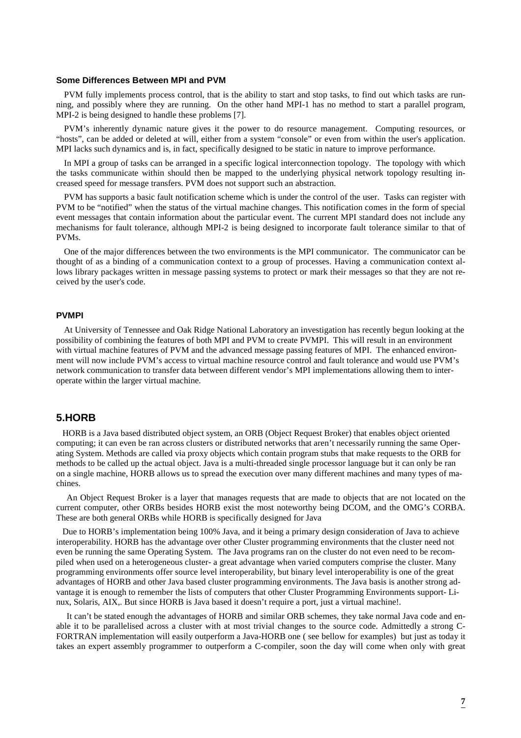### Some Differences Between MPI and PVM

PVM fully implements process control, that is the ability to start and stop tasks, to find out which tasks are running, and possibly where they are running. On the other hand MPI-1 has no method to start a parallel program, MPI-2 is being designed to handle these problems [7].

PVM's inherently dynamic nature gives it the power to do resource management. Computing resources, or "hosts", can be added or deleted at will, either from a system "console" or even from within the user's application. MPI lacks such dynamics and is, in fact, specifically designed to be static in nature to improve performance.

In MPI a group of tasks can be arranged in a specific logical interconnection topology. The topology with which the tasks communicate within should then be mapped to the underlying physical network topology resulting increased speed for message transfers. PVM does not support such an abstraction.

PVM has supports a basic fault notification scheme which is under the control of the user. Tasks can register with PVM to be "notified" when the status of the virtual machine changes. This notification comes in the form of special event messages that contain information about the particular event. The current MPI standard does not include any mechanisms for fault tolerance, although MPI-2 is being designed to incorporate fault tolerance similar to that of PVMs.

One of the major differences between the two environments is the MPI communicator. The communicator can be thought of as a binding of a communication context to a group of processes. Having a communication context allows library packages written in message passing systems to protect or mark their messages so that they are not received by the user's code.

### PVMPI

At University of Tennessee and Oak Ridge National Laboratory an investigation has recently begun looking at the possibility of combining the features of both MPI and PVM to create PVMPI. This will result in an environment with virtual machine features of PVM and the advanced message passing features of MPI. The enhanced environment will now include PVM's access to virtual machine resource control and fault tolerance and would use PVM's network communication to transfer data between different vendor's MPI implementations allowing them to interoperate within the larger virtual machine.

## 5.HORB

HORB is a Java based distributed object system, an ORB (Object Request Broker) that enables object oriented computing; it can even be ran across clusters or distributed networks that aren't necessarily running the same Operating System. Methods are called via proxy objects which contain program stubs that make requests to the ORB for methods to be called up the actual object. Java is a multi-threaded single processor language but it can only be ran on a single machine, HORB allows us to spread the execution over many different machines and many types of machines.

An Object Request Broker is a layer that manages requests that are made to objects that are not located on the current computer, other ORBs besides HORB exist the most noteworthy being DCOM, and the OMG's CORBA. These are both general ORBs while HORB is specifically designed for Java

Due to HORB's implementation being 100% Java, and it being a primary design consideration of Java to achieve interoperability. HORB has the advantage over other Cluster programming environments that the cluster need not even be running the same Operating System. The Java programs ran on the cluster do not even need to be recompiled when used on a heterogeneous cluster- a great advantage when varied computers comprise the cluster. Many programming environments offer source level interoperability, but binary level interoperability is one of the great advantages of HORB and other Java based cluster programming environments. The Java basis is another strong advantage it is enough to remember the lists of computers that other Cluster Programming Environments support- Linux, Solaris, AIX,. But since HORB is Java based it doesn't require a port, just a virtual machine!.

It can't be stated enough the advantages of HORB and similar ORB schemes, they take normal Java code and enable it to be parallelised across a cluster with at most trivial changes to the source code. Admittedly a strong C-FORTRAN implementation will easily outperform a Java-HORB one ( see bellow for examples) but just as today it takes an expert assembly programmer to outperform a C-compiler, soon the day will come when only with great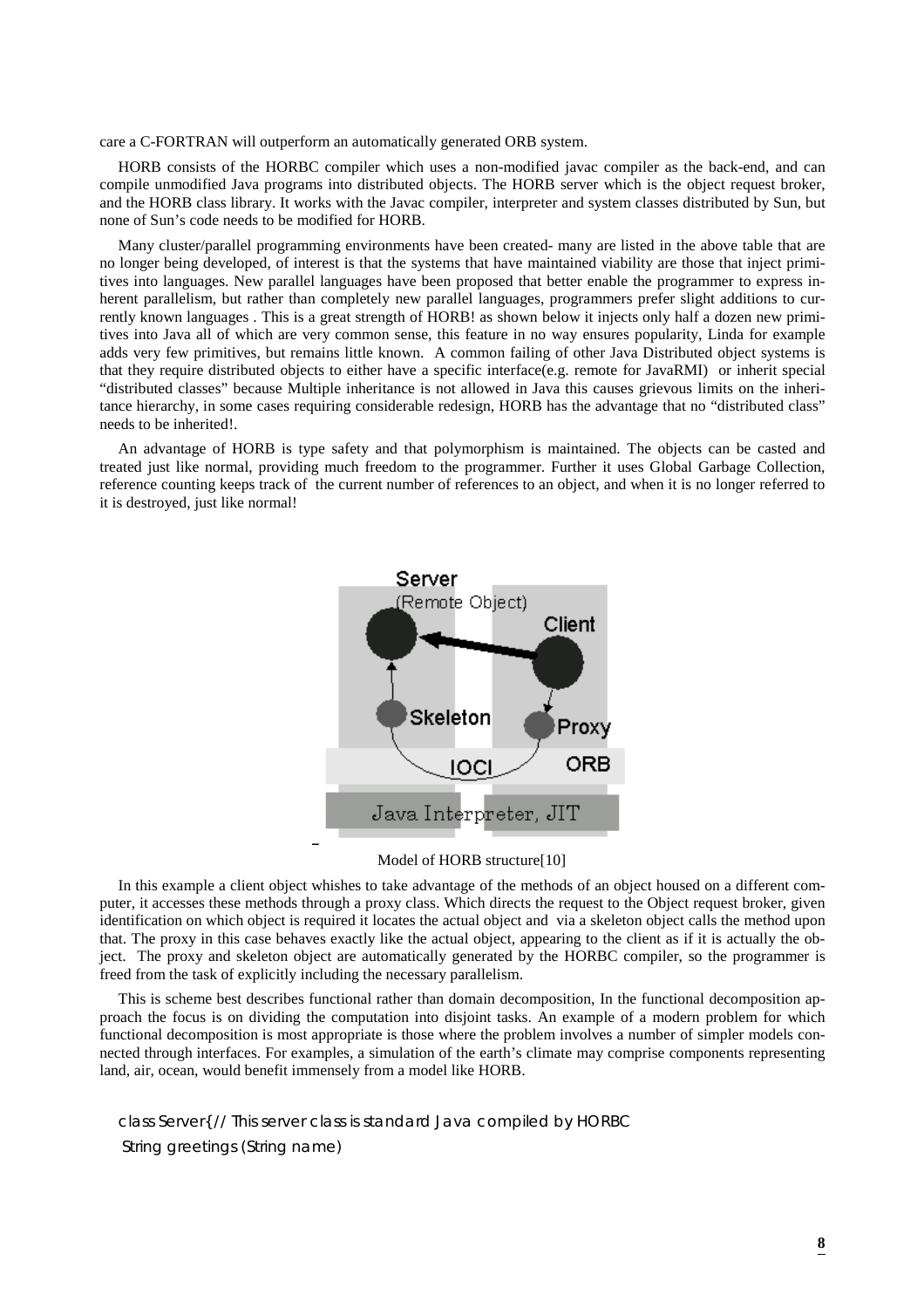care a C-FORTRAN will outperform an automatically generated ORB system.

HORB consists of the HORBC compiler which uses a non-modified javac compiler as the back-end, and can compile unmodified Java programs into distributed objects. The HORB server which is the object request broker, and the HORB class library. It works with the Javac compiler, interpreter and system classes distributed by Sun, but none of Sun's code needs to be modified for HORB.

Many cluster/parallel programming environments have been created- many are listed in the above table that are no longer being developed, of interest is that the systems that have maintained viability are those that inject primitives into languages. New parallel languages have been proposed that better enable the programmer to express inherent parallelism, but rather than completely new parallel languages, programmers prefer slight additions to currently known languages . This is a great strength of HORB! as shown below it injects only half a dozen new primitives into Java all of which are very common sense, this feature in no way ensures popularity, Linda for example adds very few primitives, but remains little known. A common failing of other Java Distributed object systems is that they require distributed objects to either have a specific interface(e.g. remote for JavaRMI) or inherit special "distributed classes" because Multiple inheritance is not allowed in Java this causes grievous limits on the inheritance hierarchy, in some cases requiring considerable redesign, HORB has the advantage that no "distributed class" needs to be inherited!.

An advantage of HORB is type safety and that polymorphism is maintained. The objects can be casted and treated just like normal, providing much freedom to the programmer. Further it uses Global Garbage Collection, reference counting keeps track of the current number of references to an object, and when it is no longer referred to it is destroyed, just like normal!

Model of HORB structure[10]

In this example a client object whishes to take advantage of the methods of an object housed on a different computer, it accesses these methods through a proxy class. Which directs the request to the Object request broker, given identification on which object is required it locates the actual object and via a skeleton object calls the method upon that. The proxy in this case behaves exactly like the actual object, appearing to the client as if it is actually the object. The proxy and skeleton object are automatically generated by the HORBC compiler, so the programmer is freed from the task of explicitly including the necessary parallelism.

This is scheme best describes functional rather than domain decomposition, In the functional decomposition approach the focus is on dividing the computation into disjoint tasks. An example of a modern problem for which functional decomposition is most appropriate is those where the problem involves a number of simpler models connected through interfaces. For examples, a simulation of the earth's climate may comprise components representing land, air, ocean, would benefit immensely from a model like HORB.

```
class Server{ // This server class is standard Java compiled by HORBC
  String greetings (String name)
```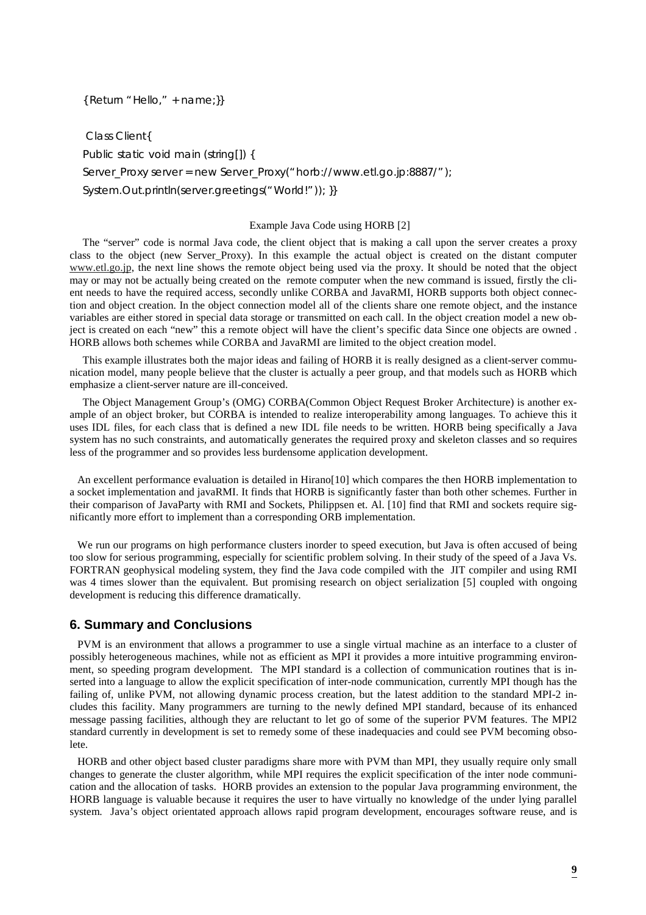```
{Return "Hello," + name;}}

 Class Client{
Public static void main (string[]) {
Server_Proxy server = new Server_Proxy("horb://www.etl.go.jp:8887/");
System.Out.println(server.greetings("World!")); }}
```

Example Java Code using HORB [2]

The "server" code is normal Java code, the client object that is making a call upon the server creates a proxy class to the object (new Server_Proxy). In this example the actual object is created on the distant computer www.etl.go.jp, the next line shows the remote object being used via the proxy. It should be noted that the object may or may not be actually being created on the remote computer when the new command is issued, firstly the client needs to have the required access, secondly unlike CORBA and JavaRMI, HORB supports both object connection and object creation. In the object connection model all of the clients share one remote object, and the instance variables are either stored in special data storage or transmitted on each call. In the object creation model a new object is created on each "new" this a remote object will have the client's specific data Since one objects are owned . HORB allows both schemes while CORBA and JavaRMI are limited to the object creation model.

This example illustrates both the major ideas and failing of HORB it is really designed as a client-server communication model, many people believe that the cluster is actually a peer group, and that models such as HORB which emphasize a client-server nature are ill-conceived.

The Object Management Group's (OMG) CORBA(Common Object Request Broker Architecture) is another example of an object broker, but CORBA is intended to realize interoperability among languages. To achieve this it uses IDL files, for each class that is defined a new IDL file needs to be written. HORB being specifically a Java system has no such constraints, and automatically generates the required proxy and skeleton classes and so requires less of the programmer and so provides less burdensome application development.

An excellent performance evaluation is detailed in Hirano[10] which compares the then HORB implementation to a socket implementation and javaRMI. It finds that HORB is significantly faster than both other schemes. Further in their comparison of JavaParty with RMI and Sockets, Philippsen et. Al. [10] find that RMI and sockets require significantly more effort to implement than a corresponding ORB implementation.

We run our programs on high performance clusters inorder to speed execution, but Java is often accused of being too slow for serious programming, especially for scientific problem solving. In their study of the speed of a Java Vs. FORTRAN geophysical modeling system, they find the Java code compiled with the JIT compiler and using RMI was 4 times slower than the equivalent. But promising research on object serialization [5] coupled with ongoing development is reducing this difference dramatically.

## 6. Summary and Conclusions

PVM is an environment that allows a programmer to use a single virtual machine as an interface to a cluster of possibly heterogeneous machines, while not as efficient as MPI it provides a more intuitive programming environment, so speeding program development. The MPI standard is a collection of communication routines that is inserted into a language to allow the explicit specification of inter-node communication, currently MPI though has the failing of, unlike PVM, not allowing dynamic process creation, but the latest addition to the standard MPI-2 includes this facility. Many programmers are turning to the newly defined MPI standard, because of its enhanced message passing facilities, although they are reluctant to let go of some of the superior PVM features. The MPI2 standard currently in development is set to remedy some of these inadequacies and could see PVM becoming obsolete.

HORB and other object based cluster paradigms share more with PVM than MPI, they usually require only small changes to generate the cluster algorithm, while MPI requires the explicit specification of the inter node communication and the allocation of tasks. HORB provides an extension to the popular Java programming environment, the HORB language is valuable because it requires the user to have virtually no knowledge of the under lying parallel system. Java's object orientated approach allows rapid program development, encourages software reuse, and is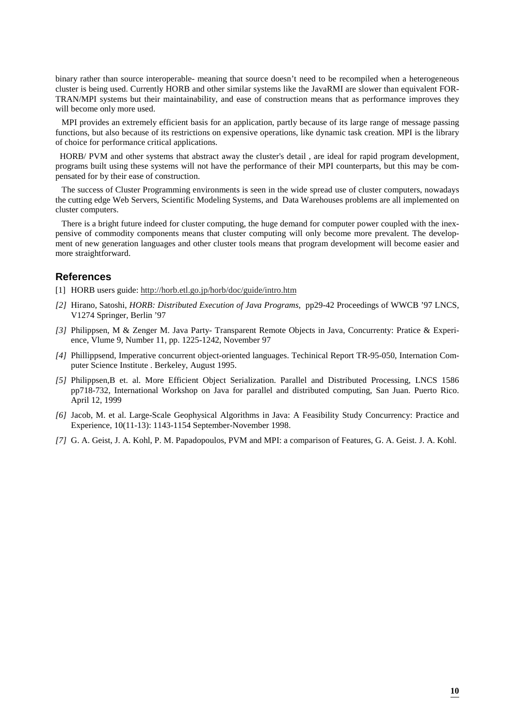binary rather than source interoperable- meaning that source doesn't need to be recompiled when a heterogeneous cluster is being used. Currently HORB and other similar systems like the JavaRMI are slower than equivalent FORTRAN/MPI systems but their maintainability, and ease of construction means that as performance improves they will become only more used.

MPI provides an extremely efficient basis for an application, partly because of its large range of message passing functions, but also because of its restrictions on expensive operations, like dynamic task creation. MPI is the library of choice for performance critical applications.

HORB/ PVM and other systems that abstract away the cluster's detail , are ideal for rapid program development, programs built using these systems will not have the performance of their MPI counterparts, but this may be compensated for by their ease of construction.

The success of Cluster Programming environments is seen in the wide spread use of cluster computers, nowadays the cutting edge Web Servers, Scientific Modeling Systems, and Data Warehouses problems are all implemented on cluster computers.

There is a bright future indeed for cluster computing, the huge demand for computer power coupled with the inexpensive of commodity components means that cluster computing will only become more prevalent. The development of new generation languages and other cluster tools means that program development will become easier and more straightforward.

## References

[1] HORB users guide: http://horb.etl.go.jp/horb/doc/guide/intro.htm

*[2]* Hirano, Satoshi, *HORB: Distributed Execution of Java Programs,* pp29-42 Proceedings of WWCB '97 LNCS, V1274 Springer, Berlin '97

*[3]* Philippsen, M & Zenger M. Java Party- Transparent Remote Objects in Java, Concurrenty: Pratice & Experience, Vlume 9, Number 11, pp. 1225-1242, November 97

*[4]* Phillippsend, Imperative concurrent object-oriented languages. Techinical Report TR-95-050, Internation Computer Science Institute . Berkeley, August 1995.

*[5]* Philippsen,B et. al. More Efficient Object Serialization. Parallel and Distributed Processing, LNCS 1586 pp718-732, International Workshop on Java for parallel and distributed computing, San Juan. Puerto Rico. April 12, 1999

*[6]* Jacob, M. et al. Large-Scale Geophysical Algorithms in Java: A Feasibility Study Concurrency: Practice and Experience, 10(11-13): 1143-1154 September-November 1998.

*[7]* G. A. Geist, J. A. Kohl, P. M. Papadopoulos, PVM and MPI: a comparison of Features, G. A. Geist. J. A. Kohl.